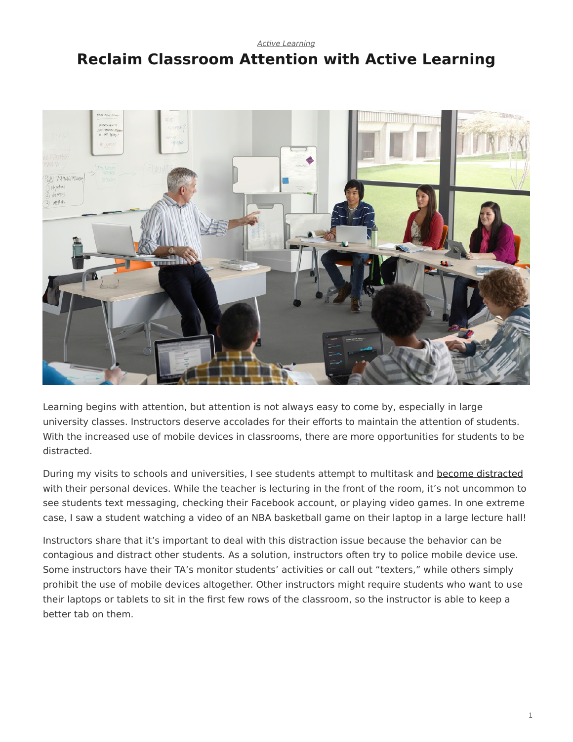*Active Learning*

# Reclaim Classroom Attention with Active Learning

Learning begins with attention, but attention is not always easy to come by, especially in large university classes. Instructors deserve accolades for their efforts to maintain the attention of students. With the increased use of mobile devices in classrooms, there are more opportunities for students to be distracted.

During my visits to schools and universities, I see students attempt to multitask and become distracted with their personal devices. While the teacher is lecturing in the front of the room, it's not uncommon to see students text messaging, checking their Facebook account, or playing video games. In one extreme case, I saw a student watching a video of an NBA basketball game on their laptop in a large lecture hall!

Instructors share that it's important to deal with this distraction issue because the behavior can be contagious and distract other students. As a solution, instructors often try to police mobile device use. Some instructors have their TA's monitor students' activities or call out "texters," while others simply prohibit the use of mobile devices altogether. Other instructors might require students who want to use their laptops or tablets to sit in the first few rows of the classroom, so the instructor is able to keep a better tab on them.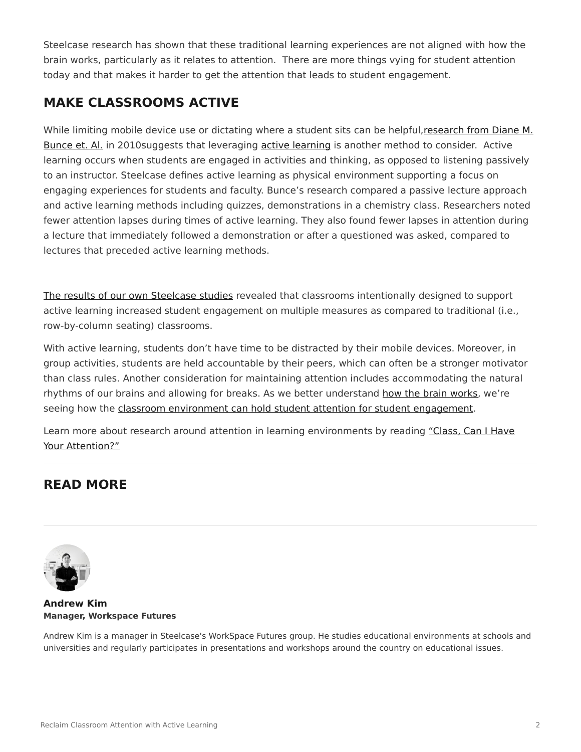Steelcase research has shown that these traditional learning experiences are not aligned with how the brain works, particularly as it relates to attention.  There are more things vying for student attention today and that makes it harder to get the attention that leads to student engagement.

## MAKE CLASSROOMS ACTIVE

While limiting mobile device use or dictating where a student sits can be helpful,research from Diane M. Bunce et. Al. in 2010suggests that leveraging active learning is another method to consider.  Active learning occurs when students are engaged in activities and thinking, as opposed to listening passively to an instructor. Steelcase defines active learning as physical environment supporting a focus on engaging experiences for students and faculty. Bunce's research compared a passive lecture approach and active learning methods including quizzes, demonstrations in a chemistry class. Researchers noted fewer attention lapses during times of active learning. They also found fewer lapses in attention during a lecture that immediately followed a demonstration or after a questioned was asked, compared to lectures that preceded active learning methods.

The results of our own Steelcase studies revealed that classrooms intentionally designed to support active learning increased student engagement on multiple measures as compared to traditional (i.e., row-by-column seating) classrooms.

With active learning, students don't have time to be distracted by their mobile devices. Moreover, in group activities, students are held accountable by their peers, which can often be a stronger motivator than class rules. Another consideration for maintaining attention includes accommodating the natural rhythms of our brains and allowing for breaks. As we better understand how the brain works, we're seeing how the classroom environment can hold student attention for student engagement.

Learn more about research around attention in learning environments by reading "Class, Can I Have Your Attention?"

---

## READ MORE

---

**Andrew Kim**
**Manager, Workspace Futures**

Andrew Kim is a manager in Steelcase's WorkSpace Futures group. He studies educational environments at schools and universities and regularly participates in presentations and workshops around the country on educational issues.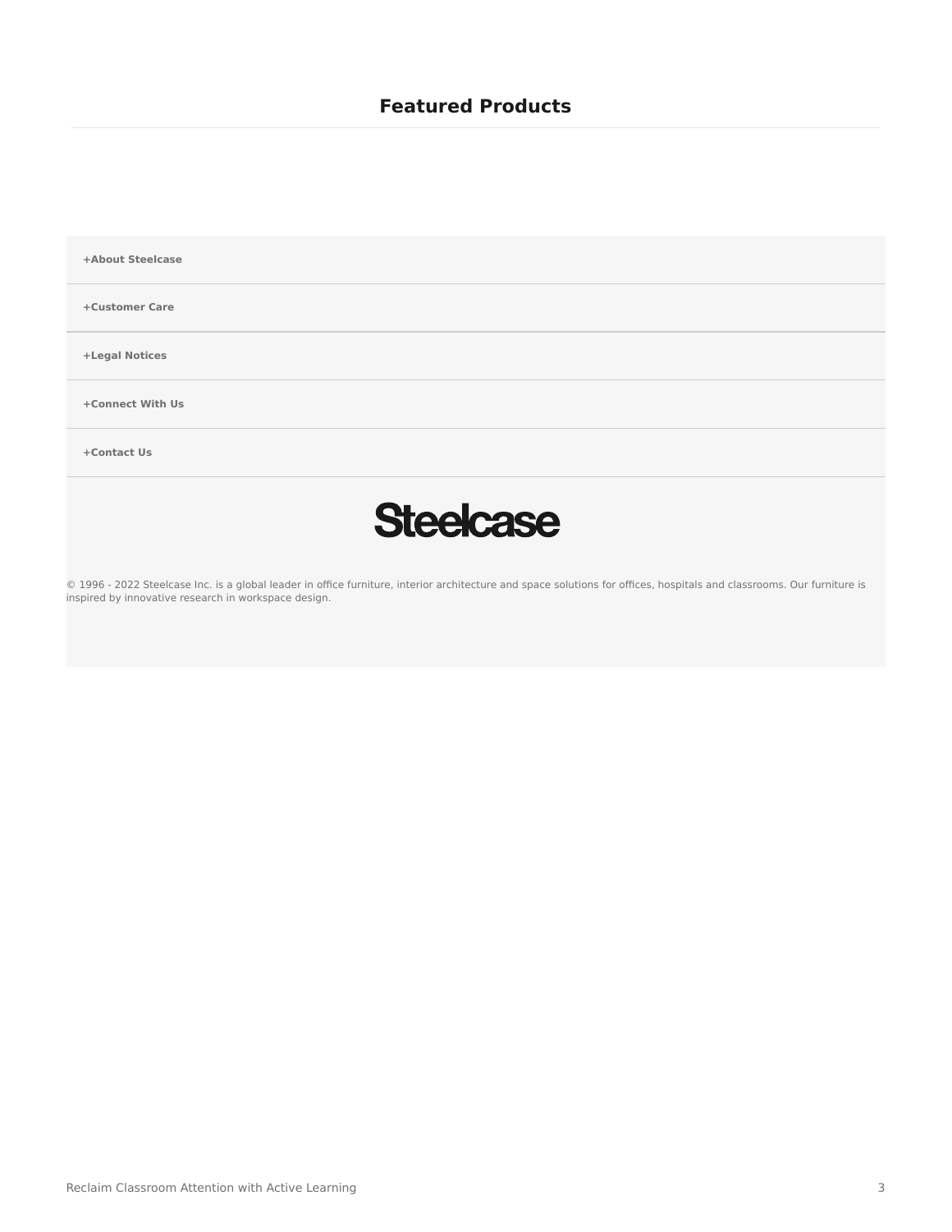## Featured Products

+About Steelcase

+Customer Care

+Legal Notices

+Connect With Us

+Contact Us

Steelcase

© 1996 - 2022 Steelcase Inc. is a global leader in office furniture, interior architecture and space solutions for offices, hospitals and classrooms. Our furniture is inspired by innovative research in workspace design.